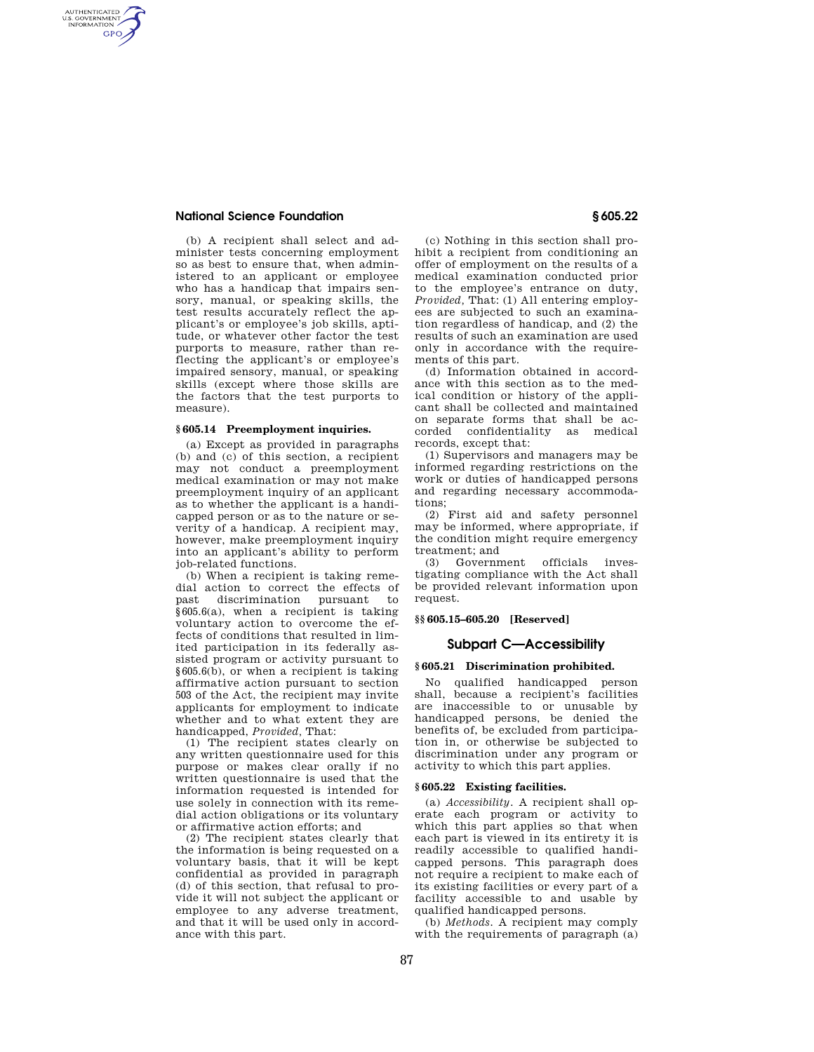(b) A recipient shall select and administer tests concerning employment so as best to ensure that, when administered to an applicant or employee who has a handicap that impairs sensory, manual, or speaking skills, the test results accurately reflect the applicant's or employee's job skills, aptitude, or whatever other factor the test purports to measure, rather than reflecting the applicant's or employee's impaired sensory, manual, or speaking skills (except where those skills are the factors that the test purports to measure).

### § 605.14 Preemployment inquiries.

(a) Except as provided in paragraphs (b) and (c) of this section, a recipient may not conduct a preemployment medical examination or may not make preemployment inquiry of an applicant as to whether the applicant is a handicapped person or as to the nature or severity of a handicap. A recipient may, however, make preemployment inquiry into an applicant's ability to perform job-related functions.

(b) When a recipient is taking remedial action to correct the effects of past discrimination pursuant to § 605.6(a), when a recipient is taking voluntary action to overcome the effects of conditions that resulted in limited participation in its federally assisted program or activity pursuant to § 605.6(b), or when a recipient is taking affirmative action pursuant to section 503 of the Act, the recipient may invite applicants for employment to indicate whether and to what extent they are handicapped, *Provided,* That:

(1) The recipient states clearly on any written questionnaire used for this purpose or makes clear orally if no written questionnaire is used that the information requested is intended for use solely in connection with its remedial action obligations or its voluntary or affirmative action efforts; and

(2) The recipient states clearly that the information is being requested on a voluntary basis, that it will be kept confidential as provided in paragraph (d) of this section, that refusal to provide it will not subject the applicant or employee to any adverse treatment, and that it will be used only in accordance with this part.

(c) Nothing in this section shall prohibit a recipient from conditioning an offer of employment on the results of a medical examination conducted prior to the employee's entrance on duty, *Provided,* That: (1) All entering employees are subjected to such an examination regardless of handicap, and (2) the results of such an examination are used only in accordance with the requirements of this part.

(d) Information obtained in accordance with this section as to the medical condition or history of the applicant shall be collected and maintained on separate forms that shall be accorded confidentiality as medical records, except that:

(1) Supervisors and managers may be informed regarding restrictions on the work or duties of handicapped persons and regarding necessary accommodations;

(2) First aid and safety personnel may be informed, where appropriate, if the condition might require emergency treatment; and

(3) Government officials investigating compliance with the Act shall be provided relevant information upon request.

### §§ 605.15–605.20 [Reserved]

## Subpart C—Accessibility

### § 605.21 Discrimination prohibited.

No qualified handicapped person shall, because a recipient's facilities are inaccessible to or unusable by handicapped persons, be denied the benefits of, be excluded from participation in, or otherwise be subjected to discrimination under any program or activity to which this part applies.

### § 605.22 Existing facilities.

(a) *Accessibility.* A recipient shall operate each program or activity to which this part applies so that when each part is viewed in its entirety it is readily accessible to qualified handicapped persons. This paragraph does not require a recipient to make each of its existing facilities or every part of a facility accessible to and usable by qualified handicapped persons.

(b) *Methods.* A recipient may comply with the requirements of paragraph (a)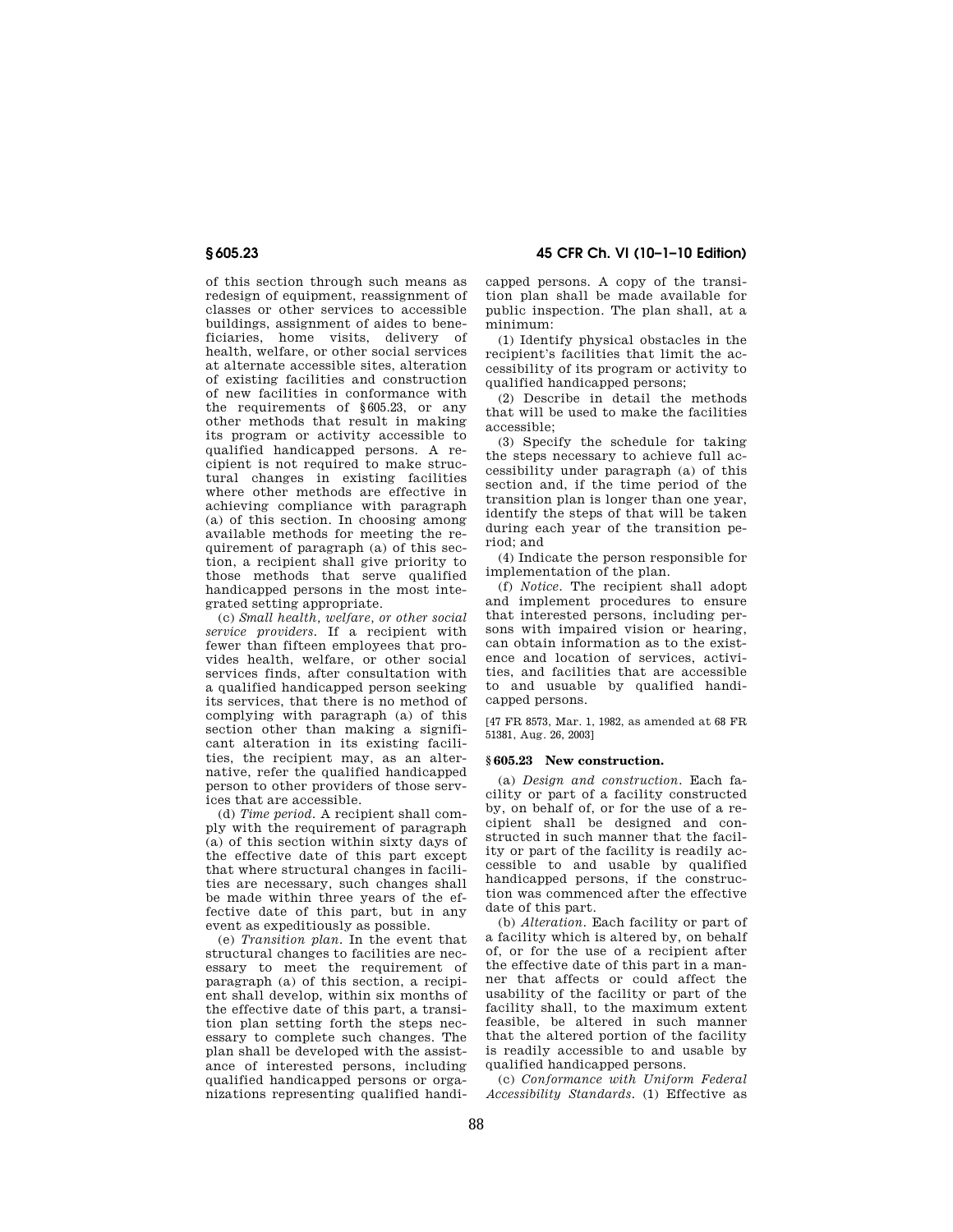of this section through such means as redesign of equipment, reassignment of classes or other services to accessible buildings, assignment of aides to beneficiaries, home visits, delivery of health, welfare, or other social services at alternate accessible sites, alteration of existing facilities and construction of new facilities in conformance with the requirements of §605.23, or any other methods that result in making its program or activity accessible to qualified handicapped persons. A recipient is not required to make structural changes in existing facilities where other methods are effective in achieving compliance with paragraph (a) of this section. In choosing among available methods for meeting the requirement of paragraph (a) of this section, a recipient shall give priority to those methods that serve qualified handicapped persons in the most integrated setting appropriate.

(c) *Small health, welfare, or other social service providers.* If a recipient with fewer than fifteen employees that provides health, welfare, or other social services finds, after consultation with a qualified handicapped person seeking its services, that there is no method of complying with paragraph (a) of this section other than making a significant alteration in its existing facilities, the recipient may, as an alternative, refer the qualified handicapped person to other providers of those services that are accessible.

(d) *Time period.* A recipient shall comply with the requirement of paragraph (a) of this section within sixty days of the effective date of this part except that where structural changes in facilities are necessary, such changes shall be made within three years of the effective date of this part, but in any event as expeditiously as possible.

(e) *Transition plan.* In the event that structural changes to facilities are necessary to meet the requirement of paragraph (a) of this section, a recipient shall develop, within six months of the effective date of this part, a transition plan setting forth the steps necessary to complete such changes. The plan shall be developed with the assistance of interested persons, including qualified handicapped persons or organizations representing qualified handicapped persons. A copy of the transition plan shall be made available for public inspection. The plan shall, at a minimum:

(1) Identify physical obstacles in the recipient's facilities that limit the accessibility of its program or activity to qualified handicapped persons;

(2) Describe in detail the methods that will be used to make the facilities accessible;

(3) Specify the schedule for taking the steps necessary to achieve full accessibility under paragraph (a) of this section and, if the time period of the transition plan is longer than one year, identify the steps of that will be taken during each year of the transition period; and

(4) Indicate the person responsible for implementation of the plan.

(f) *Notice.* The recipient shall adopt and implement procedures to ensure that interested persons, including persons with impaired vision or hearing, can obtain information as to the existence and location of services, activities, and facilities that are accessible to and usuable by qualified handicapped persons.

[47 FR 8573, Mar. 1, 1982, as amended at 68 FR 51381, Aug. 26, 2003]

### § 605.23 New construction.

(a) *Design and construction.* Each facility or part of a facility constructed by, on behalf of, or for the use of a recipient shall be designed and constructed in such manner that the facility or part of the facility is readily accessible to and usable by qualified handicapped persons, if the construction was commenced after the effective date of this part.

(b) *Alteration.* Each facility or part of a facility which is altered by, on behalf of, or for the use of a recipient after the effective date of this part in a manner that affects or could affect the usability of the facility or part of the facility shall, to the maximum extent feasible, be altered in such manner that the altered portion of the facility is readily accessible to and usable by qualified handicapped persons.

(c) *Conformance with Uniform Federal Accessibility Standards.* (1) Effective as